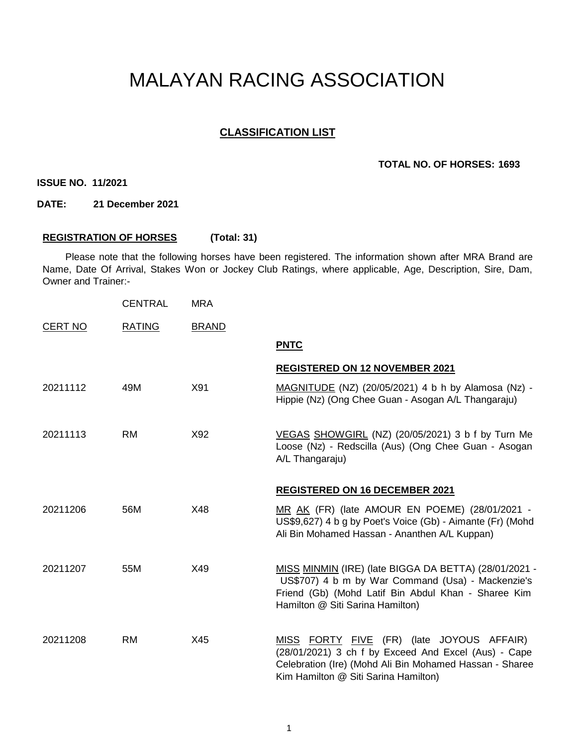# MALAYAN RACING ASSOCIATION

## CLASSIFICATION LIST

**TOTAL NO. OF HORSES: 1693**

**ISSUE NO. 11/2021**

**DATE: 21 December 2021**

**REGISTRATION OF HORSES (Total: 31)**

Please note that the following horses have been registered. The information shown after MRA Brand are Name, Date Of Arrival, Stakes Won or Jockey Club Ratings, where applicable, Age, Description, Sire, Dam, Owner and Trainer:-

| CERT NO | CENTRAL RATING | MRA BRAND | |
|---|---|---|---|
| | | | **PNTC** |
| | | | **REGISTERED ON 12 NOVEMBER 2021** |
| 20211112 | 49M | X91 | MAGNITUDE (NZ) (20/05/2021) 4 b h by Alamosa (Nz) - Hippie (Nz) (Ong Chee Guan - Asogan A/L Thangaraju) |
| 20211113 | RM | X92 | VEGAS SHOWGIRL (NZ) (20/05/2021) 3 b f by Turn Me Loose (Nz) - Redscilla (Aus) (Ong Chee Guan - Asogan A/L Thangaraju) |
| | | | **REGISTERED ON 16 DECEMBER 2021** |
| 20211206 | 56M | X48 | MR AK (FR) (late AMOUR EN POEME) (28/01/2021 - US$9,627) 4 b g by Poet's Voice (Gb) - Aimante (Fr) (Mohd Ali Bin Mohamed Hassan - Ananthen A/L Kuppan) |
| 20211207 | 55M | X49 | MISS MINMIN (IRE) (late BIGGA DA BETTA) (28/01/2021 - US$707) 4 b m by War Command (Usa) - Mackenzie's Friend (Gb) (Mohd Latif Bin Abdul Khan - Sharee Kim Hamilton @ Siti Sarina Hamilton) |
| 20211208 | RM | X45 | MISS FORTY FIVE (FR) (late JOYOUS AFFAIR) (28/01/2021) 3 ch f by Exceed And Excel (Aus) - Cape Celebration (Ire) (Mohd Ali Bin Mohamed Hassan - Sharee Kim Hamilton @ Siti Sarina Hamilton) |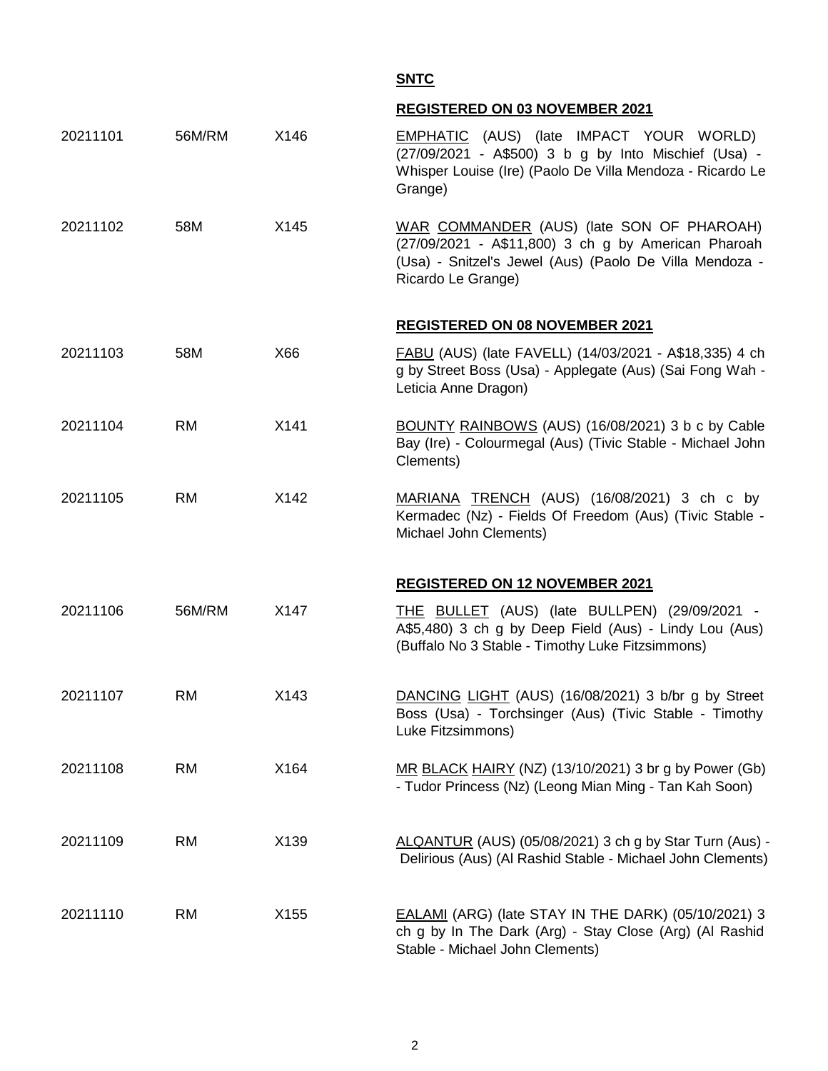**SNTC**

**REGISTERED ON 03 NOVEMBER 2021**

| | | | |
|---|---|---|---|
| 20211101 | 56M/RM | X146 | EMPHATIC (AUS) (late IMPACT YOUR WORLD) (27/09/2021 - A$500) 3 b g by Into Mischief (Usa) - Whisper Louise (Ire) (Paolo De Villa Mendoza - Ricardo Le Grange) |
| 20211102 | 58M | X145 | WAR COMMANDER (AUS) (late SON OF PHAROAH) (27/09/2021 - A$11,800) 3 ch g by American Pharoah (Usa) - Snitzel's Jewel (Aus) (Paolo De Villa Mendoza - Ricardo Le Grange) |

**REGISTERED ON 08 NOVEMBER 2021**

| | | | |
|---|---|---|---|
| 20211103 | 58M | X66 | FABU (AUS) (late FAVELL) (14/03/2021 - A$18,335) 4 ch g by Street Boss (Usa) - Applegate (Aus) (Sai Fong Wah - Leticia Anne Dragon) |
| 20211104 | RM | X141 | BOUNTY RAINBOWS (AUS) (16/08/2021) 3 b c by Cable Bay (Ire) - Colourmegal (Aus) (Tivic Stable - Michael John Clements) |
| 20211105 | RM | X142 | MARIANA TRENCH (AUS) (16/08/2021) 3 ch c by Kermadec (Nz) - Fields Of Freedom (Aus) (Tivic Stable - Michael John Clements) |

**REGISTERED ON 12 NOVEMBER 2021**

| | | | |
|---|---|---|---|
| 20211106 | 56M/RM | X147 | THE BULLET (AUS) (late BULLPEN) (29/09/2021 - A$5,480) 3 ch g by Deep Field (Aus) - Lindy Lou (Aus) (Buffalo No 3 Stable - Timothy Luke Fitzsimmons) |
| 20211107 | RM | X143 | DANCING LIGHT (AUS) (16/08/2021) 3 b/br g by Street Boss (Usa) - Torchsinger (Aus) (Tivic Stable - Timothy Luke Fitzsimmons) |
| 20211108 | RM | X164 | MR BLACK HAIRY (NZ) (13/10/2021) 3 br g by Power (Gb) - Tudor Princess (Nz) (Leong Mian Ming - Tan Kah Soon) |
| 20211109 | RM | X139 | ALQANTUR (AUS) (05/08/2021) 3 ch g by Star Turn (Aus) - Delirious (Aus) (Al Rashid Stable - Michael John Clements) |
| 20211110 | RM | X155 | EALAMI (ARG) (late STAY IN THE DARK) (05/10/2021) 3 ch g by In The Dark (Arg) - Stay Close (Arg) (Al Rashid Stable - Michael John Clements) |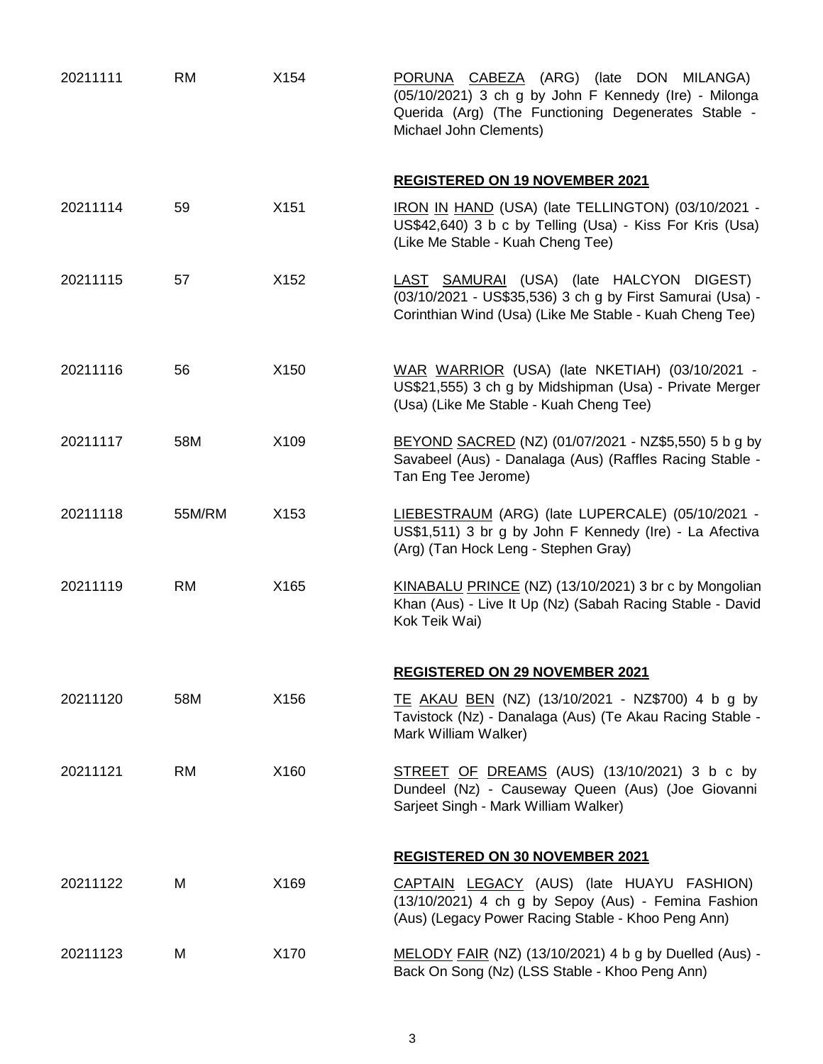| | | | |
|---|---|---|---|
| 20211111 | RM | X154 | PORUNA CABEZA (ARG) (late DON MILANGA) (05/10/2021) 3 ch g by John F Kennedy (Ire) - Milonga Querida (Arg) (The Functioning Degenerates Stable - Michael John Clements) |
| | | | **REGISTERED ON 19 NOVEMBER 2021** |
| 20211114 | 59 | X151 | IRON IN HAND (USA) (late TELLINGTON) (03/10/2021 - US$42,640) 3 b c by Telling (Usa) - Kiss For Kris (Usa) (Like Me Stable - Kuah Cheng Tee) |
| 20211115 | 57 | X152 | LAST SAMURAI (USA) (late HALCYON DIGEST) (03/10/2021 - US$35,536) 3 ch g by First Samurai (Usa) - Corinthian Wind (Usa) (Like Me Stable - Kuah Cheng Tee) |
| 20211116 | 56 | X150 | WAR WARRIOR (USA) (late NKETIAH) (03/10/2021 - US$21,555) 3 ch g by Midshipman (Usa) - Private Merger (Usa) (Like Me Stable - Kuah Cheng Tee) |
| 20211117 | 58M | X109 | BEYOND SACRED (NZ) (01/07/2021 - NZ$5,550) 5 b g by Savabeel (Aus) - Danalaga (Aus) (Raffles Racing Stable - Tan Eng Tee Jerome) |
| 20211118 | 55M/RM | X153 | LIEBESTRAUM (ARG) (late LUPERCALE) (05/10/2021 - US$1,511) 3 br g by John F Kennedy (Ire) - La Afectiva (Arg) (Tan Hock Leng - Stephen Gray) |
| 20211119 | RM | X165 | KINABALU PRINCE (NZ) (13/10/2021) 3 br c by Mongolian Khan (Aus) - Live It Up (Nz) (Sabah Racing Stable - David Kok Teik Wai) |
| | | | **REGISTERED ON 29 NOVEMBER 2021** |
| 20211120 | 58M | X156 | TE AKAU BEN (NZ) (13/10/2021 - NZ$700) 4 b g by Tavistock (Nz) - Danalaga (Aus) (Te Akau Racing Stable - Mark William Walker) |
| 20211121 | RM | X160 | STREET OF DREAMS (AUS) (13/10/2021) 3 b c by Dundeel (Nz) - Causeway Queen (Aus) (Joe Giovanni Sarjeet Singh - Mark William Walker) |
| | | | **REGISTERED ON 30 NOVEMBER 2021** |
| 20211122 | M | X169 | CAPTAIN LEGACY (AUS) (late HUAYU FASHION) (13/10/2021) 4 ch g by Sepoy (Aus) - Femina Fashion (Aus) (Legacy Power Racing Stable - Khoo Peng Ann) |
| 20211123 | M | X170 | MELODY FAIR (NZ) (13/10/2021) 4 b g by Duelled (Aus) - Back On Song (Nz) (LSS Stable - Khoo Peng Ann) |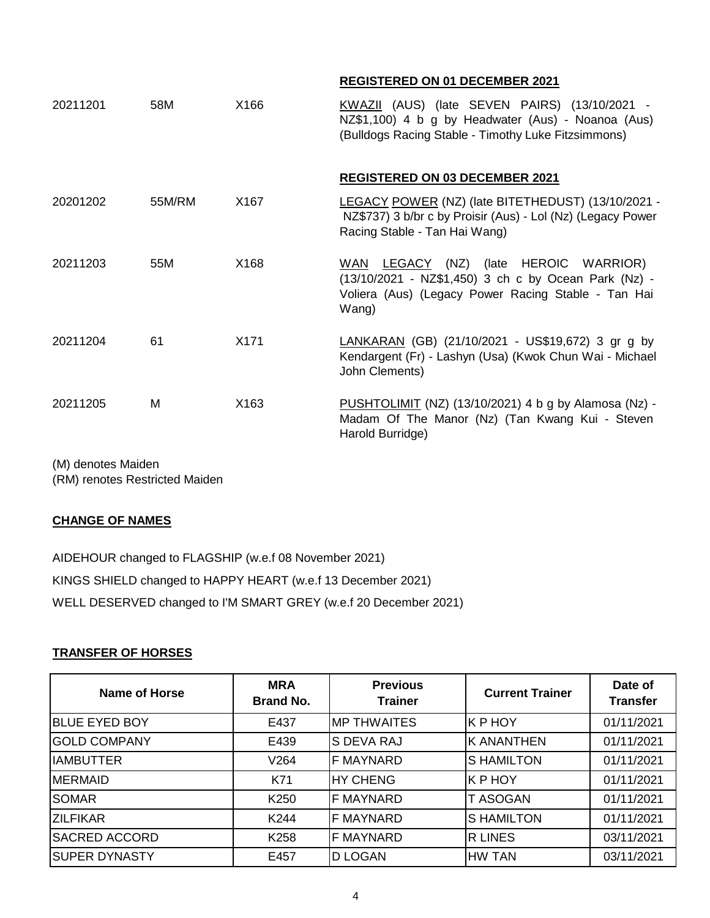**REGISTERED ON 01 DECEMBER 2021**

| | | | |
|---|---|---|---|
| 20211201 | 58M | X166 | KWAZII (AUS) (late SEVEN PAIRS) (13/10/2021 - NZ$1,100) 4 b g by Headwater (Aus) - Noanoa (Aus) (Bulldogs Racing Stable - Timothy Luke Fitzsimmons) |

**REGISTERED ON 03 DECEMBER 2021**

| | | | |
|---|---|---|---|
| 20201202 | 55M/RM | X167 | LEGACY POWER (NZ) (late BITETHEDUST) (13/10/2021 - NZ$737) 3 b/br c by Proisir (Aus) - Lol (Nz) (Legacy Power Racing Stable - Tan Hai Wang) |
| 20211203 | 55M | X168 | WAN LEGACY (NZ) (late HEROIC WARRIOR) (13/10/2021 - NZ$1,450) 3 ch c by Ocean Park (Nz) - Voliera (Aus) (Legacy Power Racing Stable - Tan Hai Wang) |
| 20211204 | 61 | X171 | LANKARAN (GB) (21/10/2021 - US$19,672) 3 gr g by Kendargent (Fr) - Lashyn (Usa) (Kwok Chun Wai - Michael John Clements) |
| 20211205 | M | X163 | PUSHTOLIMIT (NZ) (13/10/2021) 4 b g by Alamosa (Nz) - Madam Of The Manor (Nz) (Tan Kwang Kui - Steven Harold Burridge) |

(M) denotes Maiden
(RM) renotes Restricted Maiden

**CHANGE OF NAMES**

AIDEHOUR changed to FLAGSHIP (w.e.f 08 November 2021)

KINGS SHIELD changed to HAPPY HEART (w.e.f 13 December 2021)

WELL DESERVED changed to I'M SMART GREY (w.e.f 20 December 2021)

**TRANSFER OF HORSES**

| Name of Horse | MRA Brand No. | Previous Trainer | Current Trainer | Date of Transfer |
|---|---|---|---|---|
| BLUE EYED BOY | E437 | MP THWAITES | K P HOY | 01/11/2021 |
| GOLD COMPANY | E439 | S DEVA RAJ | K ANANTHEN | 01/11/2021 |
| IAMBUTTER | V264 | F MAYNARD | S HAMILTON | 01/11/2021 |
| MERMAID | K71 | HY CHENG | K P HOY | 01/11/2021 |
| SOMAR | K250 | F MAYNARD | T ASOGAN | 01/11/2021 |
| ZILFIKAR | K244 | F MAYNARD | S HAMILTON | 01/11/2021 |
| SACRED ACCORD | K258 | F MAYNARD | R LINES | 03/11/2021 |
| SUPER DYNASTY | E457 | D LOGAN | HW TAN | 03/11/2021 |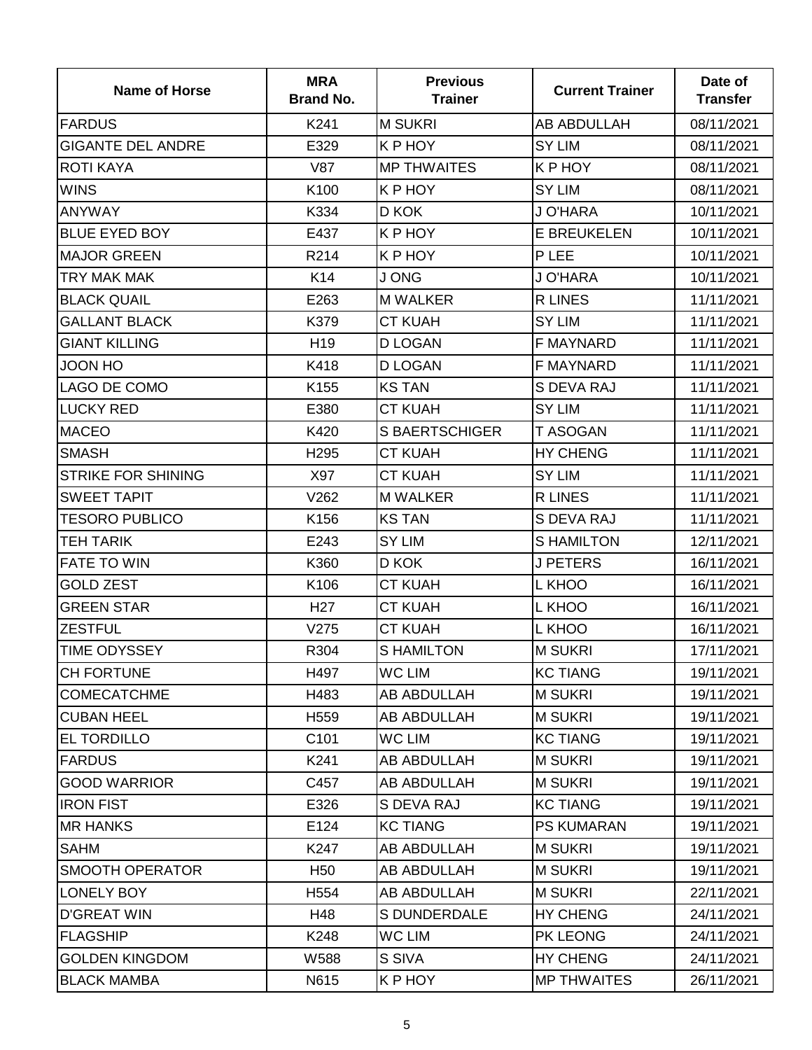| Name of Horse | MRA Brand No. | Previous Trainer | Current Trainer | Date of Transfer |
|---|---|---|---|---|
| FARDUS | K241 | M SUKRI | AB ABDULLAH | 08/11/2021 |
| GIGANTE DEL ANDRE | E329 | K P HOY | SY LIM | 08/11/2021 |
| ROTI KAYA | V87 | MP THWAITES | K P HOY | 08/11/2021 |
| WINS | K100 | K P HOY | SY LIM | 08/11/2021 |
| ANYWAY | K334 | D KOK | J O'HARA | 10/11/2021 |
| BLUE EYED BOY | E437 | K P HOY | E BREUKELEN | 10/11/2021 |
| MAJOR GREEN | R214 | K P HOY | P LEE | 10/11/2021 |
| TRY MAK MAK | K14 | J ONG | J O'HARA | 10/11/2021 |
| BLACK QUAIL | E263 | M WALKER | R LINES | 11/11/2021 |
| GALLANT BLACK | K379 | CT KUAH | SY LIM | 11/11/2021 |
| GIANT KILLING | H19 | D LOGAN | F MAYNARD | 11/11/2021 |
| JOON HO | K418 | D LOGAN | F MAYNARD | 11/11/2021 |
| LAGO DE COMO | K155 | KS TAN | S DEVA RAJ | 11/11/2021 |
| LUCKY RED | E380 | CT KUAH | SY LIM | 11/11/2021 |
| MACEO | K420 | S BAERTSCHIGER | T ASOGAN | 11/11/2021 |
| SMASH | H295 | CT KUAH | HY CHENG | 11/11/2021 |
| STRIKE FOR SHINING | X97 | CT KUAH | SY LIM | 11/11/2021 |
| SWEET TAPIT | V262 | M WALKER | R LINES | 11/11/2021 |
| TESORO PUBLICO | K156 | KS TAN | S DEVA RAJ | 11/11/2021 |
| TEH TARIK | E243 | SY LIM | S HAMILTON | 12/11/2021 |
| FATE TO WIN | K360 | D KOK | J PETERS | 16/11/2021 |
| GOLD ZEST | K106 | CT KUAH | L KHOO | 16/11/2021 |
| GREEN STAR | H27 | CT KUAH | L KHOO | 16/11/2021 |
| ZESTFUL | V275 | CT KUAH | L KHOO | 16/11/2021 |
| TIME ODYSSEY | R304 | S HAMILTON | M SUKRI | 17/11/2021 |
| CH FORTUNE | H497 | WC LIM | KC TIANG | 19/11/2021 |
| COMECATCHME | H483 | AB ABDULLAH | M SUKRI | 19/11/2021 |
| CUBAN HEEL | H559 | AB ABDULLAH | M SUKRI | 19/11/2021 |
| EL TORDILLO | C101 | WC LIM | KC TIANG | 19/11/2021 |
| FARDUS | K241 | AB ABDULLAH | M SUKRI | 19/11/2021 |
| GOOD WARRIOR | C457 | AB ABDULLAH | M SUKRI | 19/11/2021 |
| IRON FIST | E326 | S DEVA RAJ | KC TIANG | 19/11/2021 |
| MR HANKS | E124 | KC TIANG | PS KUMARAN | 19/11/2021 |
| SAHM | K247 | AB ABDULLAH | M SUKRI | 19/11/2021 |
| SMOOTH OPERATOR | H50 | AB ABDULLAH | M SUKRI | 19/11/2021 |
| LONELY BOY | H554 | AB ABDULLAH | M SUKRI | 22/11/2021 |
| D'GREAT WIN | H48 | S DUNDERDALE | HY CHENG | 24/11/2021 |
| FLAGSHIP | K248 | WC LIM | PK LEONG | 24/11/2021 |
| GOLDEN KINGDOM | W588 | S SIVA | HY CHENG | 24/11/2021 |
| BLACK MAMBA | N615 | K P HOY | MP THWAITES | 26/11/2021 |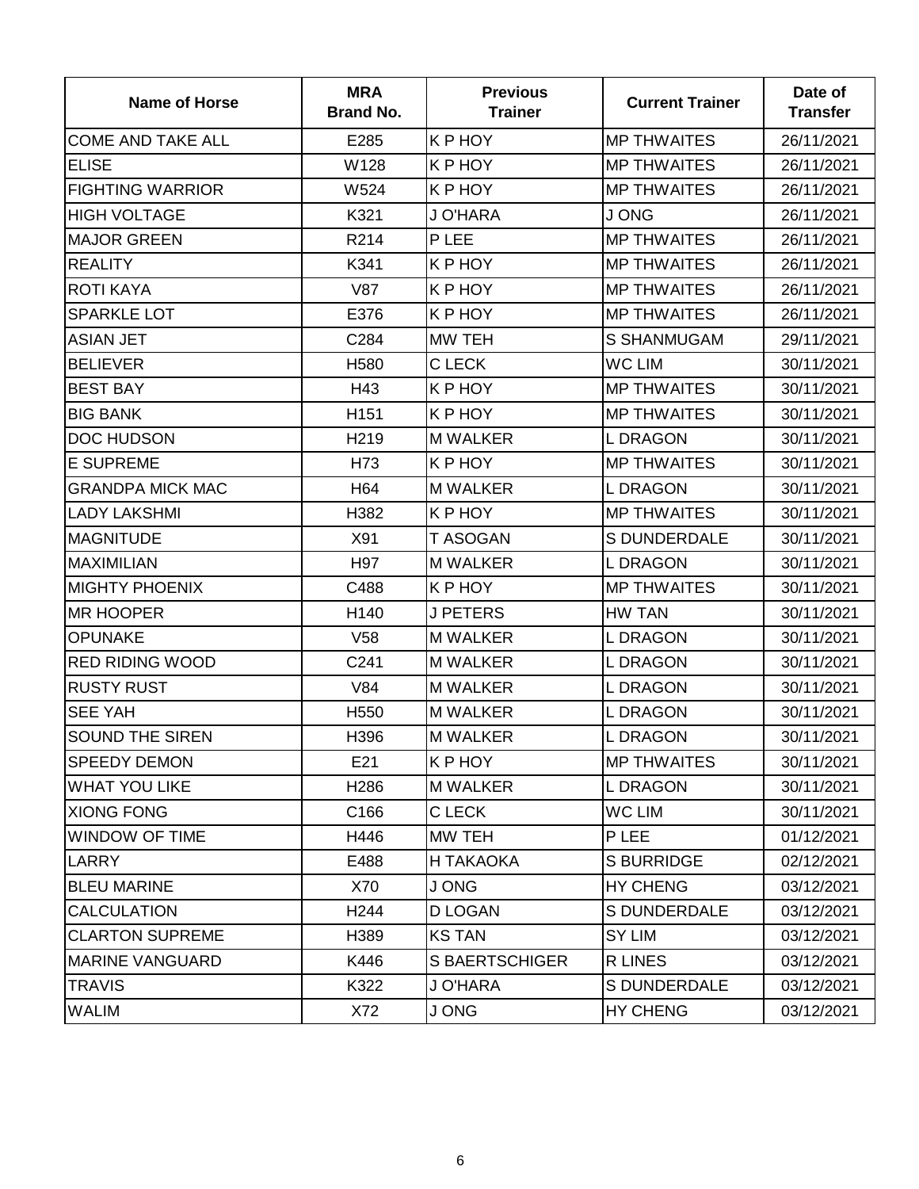| Name of Horse | MRA Brand No. | Previous Trainer | Current Trainer | Date of Transfer |
|---|---|---|---|---|
| COME AND TAKE ALL | E285 | K P HOY | MP THWAITES | 26/11/2021 |
| ELISE | W128 | K P HOY | MP THWAITES | 26/11/2021 |
| FIGHTING WARRIOR | W524 | K P HOY | MP THWAITES | 26/11/2021 |
| HIGH VOLTAGE | K321 | J O'HARA | J ONG | 26/11/2021 |
| MAJOR GREEN | R214 | P LEE | MP THWAITES | 26/11/2021 |
| REALITY | K341 | K P HOY | MP THWAITES | 26/11/2021 |
| ROTI KAYA | V87 | K P HOY | MP THWAITES | 26/11/2021 |
| SPARKLE LOT | E376 | K P HOY | MP THWAITES | 26/11/2021 |
| ASIAN JET | C284 | MW TEH | S SHANMUGAM | 29/11/2021 |
| BELIEVER | H580 | C LECK | WC LIM | 30/11/2021 |
| BEST BAY | H43 | K P HOY | MP THWAITES | 30/11/2021 |
| BIG BANK | H151 | K P HOY | MP THWAITES | 30/11/2021 |
| DOC HUDSON | H219 | M WALKER | L DRAGON | 30/11/2021 |
| E SUPREME | H73 | K P HOY | MP THWAITES | 30/11/2021 |
| GRANDPA MICK MAC | H64 | M WALKER | L DRAGON | 30/11/2021 |
| LADY LAKSHMI | H382 | K P HOY | MP THWAITES | 30/11/2021 |
| MAGNITUDE | X91 | T ASOGAN | S DUNDERDALE | 30/11/2021 |
| MAXIMILIAN | H97 | M WALKER | L DRAGON | 30/11/2021 |
| MIGHTY PHOENIX | C488 | K P HOY | MP THWAITES | 30/11/2021 |
| MR HOOPER | H140 | J PETERS | HW TAN | 30/11/2021 |
| OPUNAKE | V58 | M WALKER | L DRAGON | 30/11/2021 |
| RED RIDING WOOD | C241 | M WALKER | L DRAGON | 30/11/2021 |
| RUSTY RUST | V84 | M WALKER | L DRAGON | 30/11/2021 |
| SEE YAH | H550 | M WALKER | L DRAGON | 30/11/2021 |
| SOUND THE SIREN | H396 | M WALKER | L DRAGON | 30/11/2021 |
| SPEEDY DEMON | E21 | K P HOY | MP THWAITES | 30/11/2021 |
| WHAT YOU LIKE | H286 | M WALKER | L DRAGON | 30/11/2021 |
| XIONG FONG | C166 | C LECK | WC LIM | 30/11/2021 |
| WINDOW OF TIME | H446 | MW TEH | P LEE | 01/12/2021 |
| LARRY | E488 | H TAKAOKA | S BURRIDGE | 02/12/2021 |
| BLEU MARINE | X70 | J ONG | HY CHENG | 03/12/2021 |
| CALCULATION | H244 | D LOGAN | S DUNDERDALE | 03/12/2021 |
| CLARTON SUPREME | H389 | KS TAN | SY LIM | 03/12/2021 |
| MARINE VANGUARD | K446 | S BAERTSCHIGER | R LINES | 03/12/2021 |
| TRAVIS | K322 | J O'HARA | S DUNDERDALE | 03/12/2021 |
| WALIM | X72 | J ONG | HY CHENG | 03/12/2021 |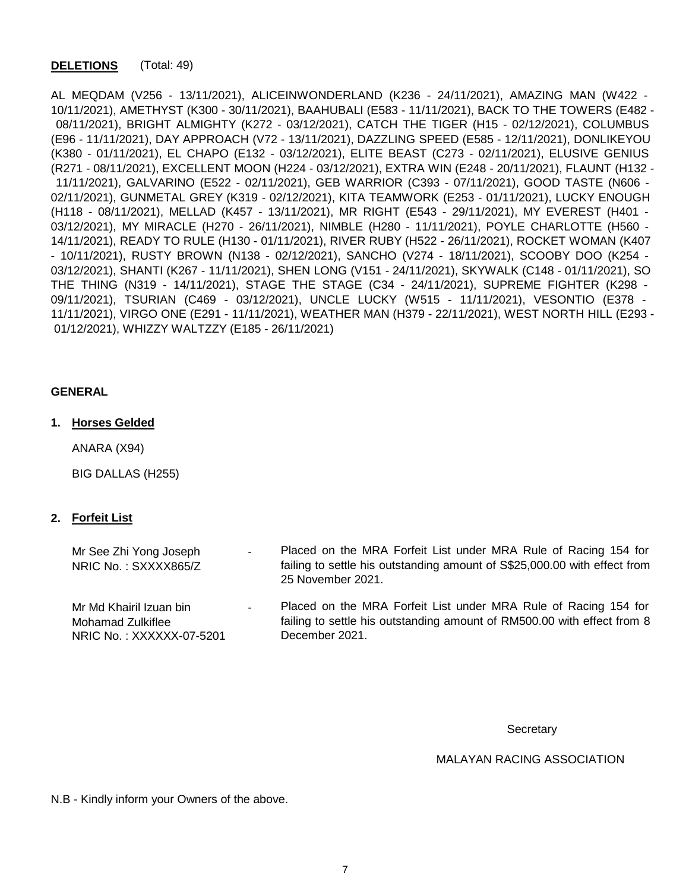**DELETIONS** (Total: 49)

AL MEQDAM (V256 - 13/11/2021), ALICEINWONDERLAND (K236 - 24/11/2021), AMAZING MAN (W422 - 10/11/2021), AMETHYST (K300 - 30/11/2021), BAAHUBALI (E583 - 11/11/2021), BACK TO THE TOWERS (E482 - 08/11/2021), BRIGHT ALMIGHTY (K272 - 03/12/2021), CATCH THE TIGER (H15 - 02/12/2021), COLUMBUS (E96 - 11/11/2021), DAY APPROACH (V72 - 13/11/2021), DAZZLING SPEED (E585 - 12/11/2021), DONLIKEYOU (K380 - 01/11/2021), EL CHAPO (E132 - 03/12/2021), ELITE BEAST (C273 - 02/11/2021), ELUSIVE GENIUS (R271 - 08/11/2021), EXCELLENT MOON (H224 - 03/12/2021), EXTRA WIN (E248 - 20/11/2021), FLAUNT (H132 - 11/11/2021), GALVARINO (E522 - 02/11/2021), GEB WARRIOR (C393 - 07/11/2021), GOOD TASTE (N606 - 02/11/2021), GUNMETAL GREY (K319 - 02/12/2021), KITA TEAMWORK (E253 - 01/11/2021), LUCKY ENOUGH (H118 - 08/11/2021), MELLAD (K457 - 13/11/2021), MR RIGHT (E543 - 29/11/2021), MY EVEREST (H401 - 03/12/2021), MY MIRACLE (H270 - 26/11/2021), NIMBLE (H280 - 11/11/2021), POYLE CHARLOTTE (H560 - 14/11/2021), READY TO RULE (H130 - 01/11/2021), RIVER RUBY (H522 - 26/11/2021), ROCKET WOMAN (K407 - 10/11/2021), RUSTY BROWN (N138 - 02/12/2021), SANCHO (V274 - 18/11/2021), SCOOBY DOO (K254 - 03/12/2021), SHANTI (K267 - 11/11/2021), SHEN LONG (V151 - 24/11/2021), SKYWALK (C148 - 01/11/2021), SO THE THING (N319 - 14/11/2021), STAGE THE STAGE (C34 - 24/11/2021), SUPREME FIGHTER (K298 - 09/11/2021), TSURIAN (C469 - 03/12/2021), UNCLE LUCKY (W515 - 11/11/2021), VESONTIO (E378 - 11/11/2021), VIRGO ONE (E291 - 11/11/2021), WEATHER MAN (H379 - 22/11/2021), WEST NORTH HILL (E293 - 01/12/2021), WHIZZY WALTZZY (E185 - 26/11/2021)

**GENERAL**

1. **Horses Gelded**

   ANARA (X94)

   BIG DALLAS (H255)

2. **Forfeit List**

| | | |
|---|---|---|
| Mr See Zhi Yong Joseph<br>NRIC No. : SXXXX865/Z | - | Placed on the MRA Forfeit List under MRA Rule of Racing 154 for failing to settle his outstanding amount of S$25,000.00 with effect from 25 November 2021. |
| Mr Md Khairil Izuan bin Mohamad Zulkiflee<br>NRIC No. : XXXXXX-07-5201 | - | Placed on the MRA Forfeit List under MRA Rule of Racing 154 for failing to settle his outstanding amount of RM500.00 with effect from 8 December 2021. |

Secretary

MALAYAN RACING ASSOCIATION

N.B - Kindly inform your Owners of the above.